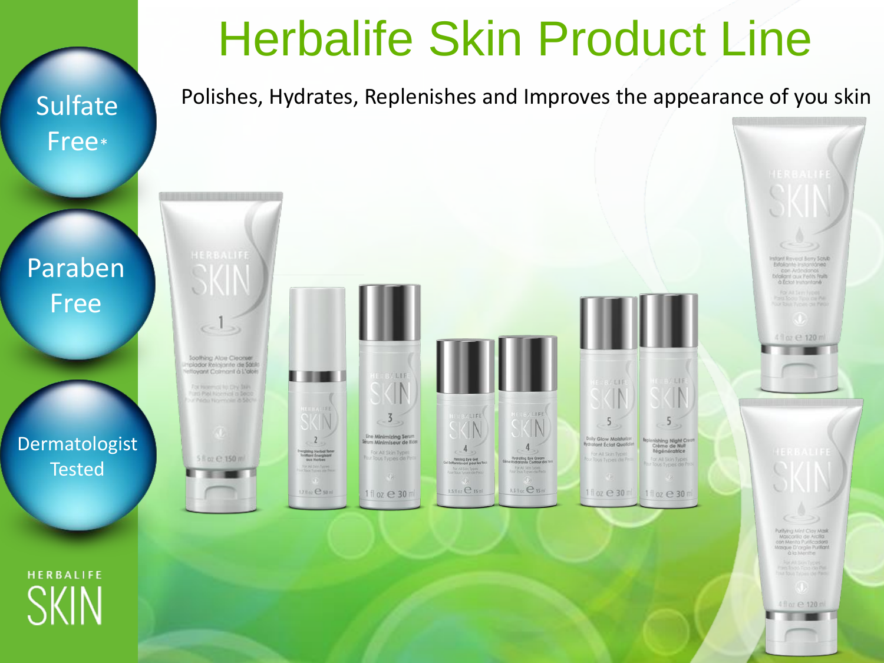# Herbalife Skin Product Line

Polishes, Hydrates, Replenishes and Improves the appearance of you skin

- Sulfate Free*
- Paraben Free
- Dermatologist Tested

HERBALIFE SKIN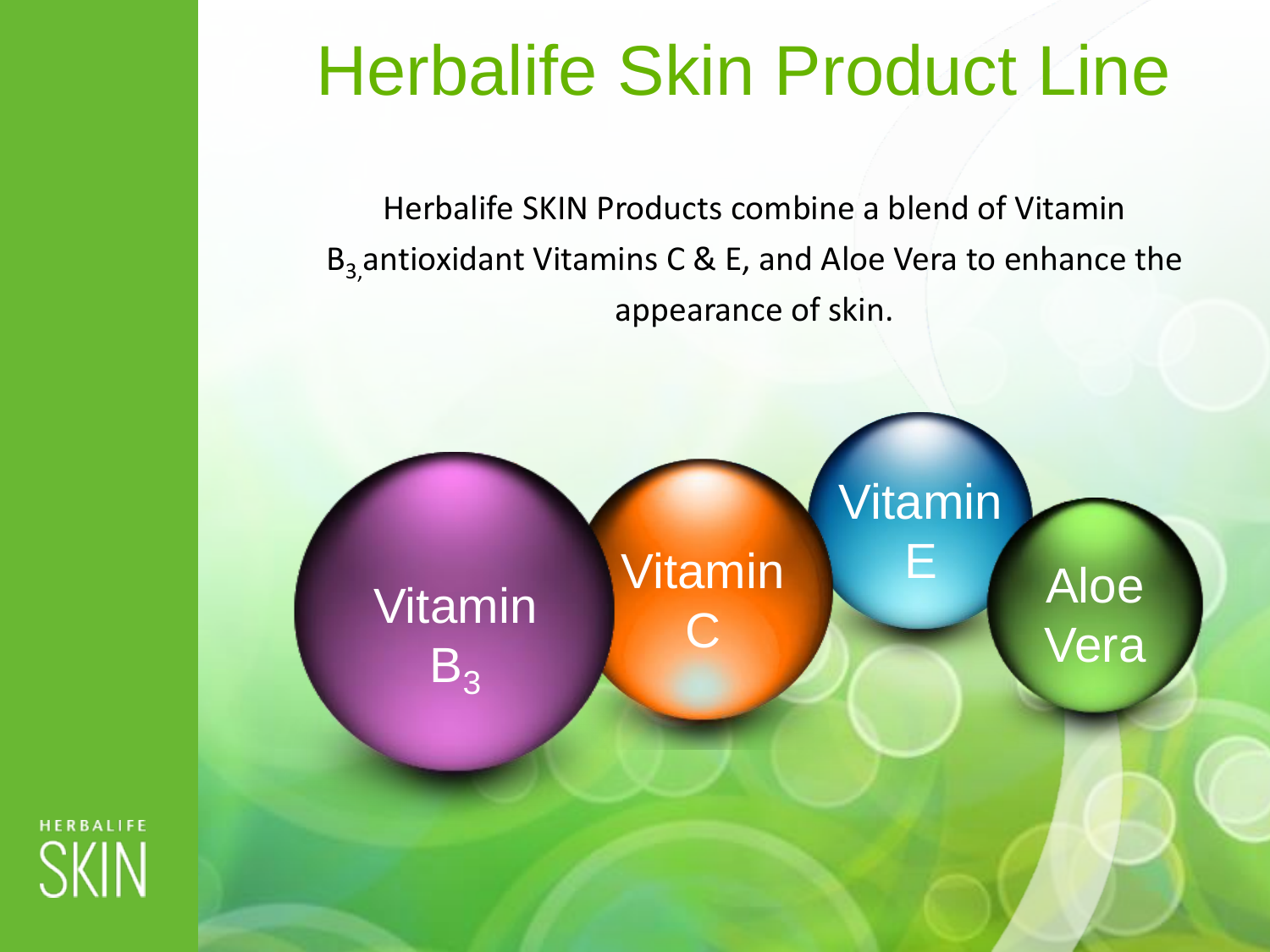# Herbalife Skin Product Line

Herbalife SKIN Products combine a blend of Vitamin $B_3$, antioxidant Vitamins C & E, and Aloe Vera to enhance the appearance of skin.

Vitamin $B_3$

Vitamin C

Vitamin E

Aloe Vera

HERBALIFE SKIN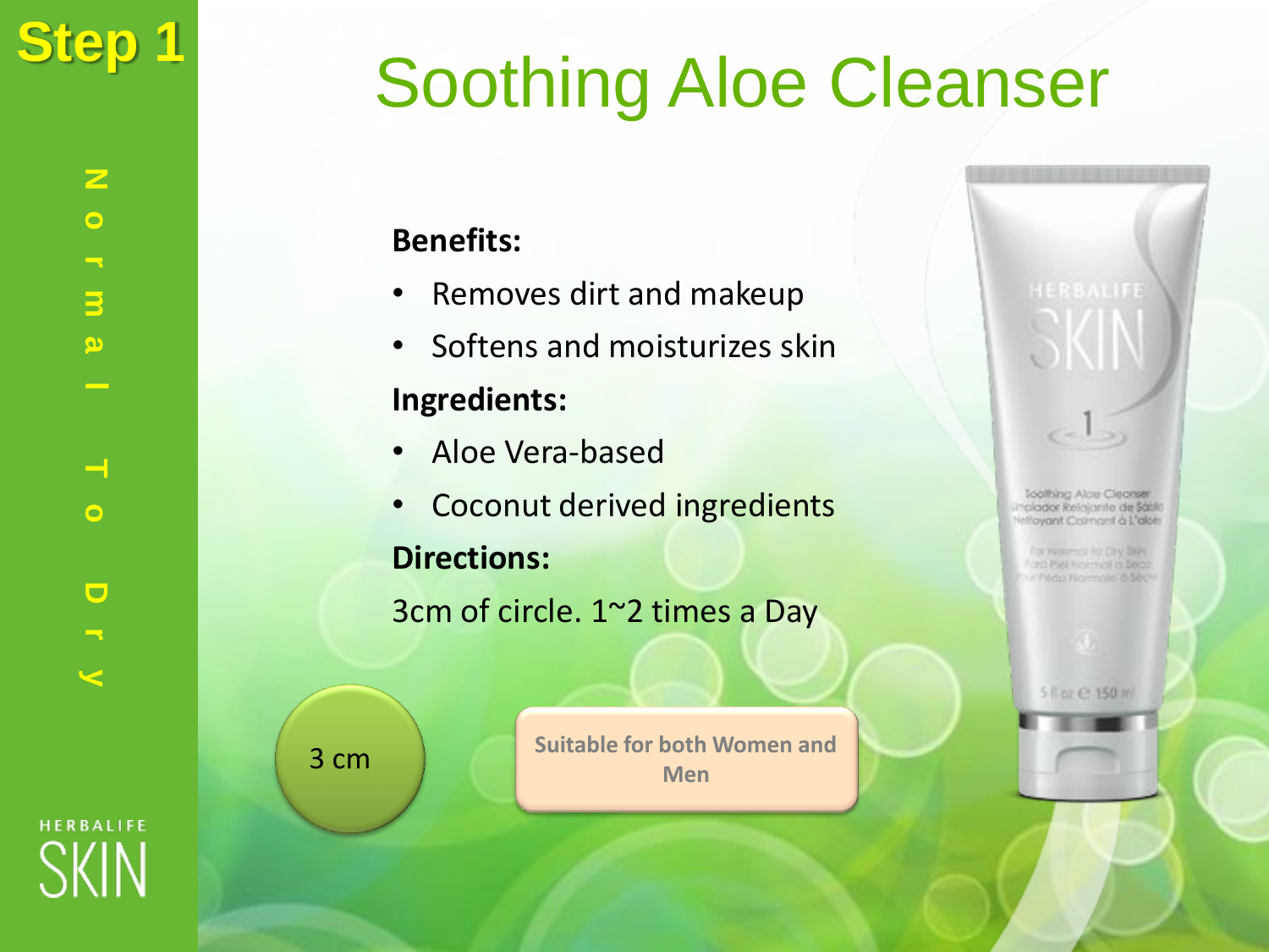Step 1

Normal To Dry

# Soothing Aloe Cleanser

**Benefits:**

- Removes dirt and makeup
- Softens and moisturizes skin

**Ingredients:**

- Aloe Vera-based
- Coconut derived ingredients

**Directions:**

3cm of circle. 1~2 times a Day

3 cm

Suitable for both Women and Men

HERBALIFE SKIN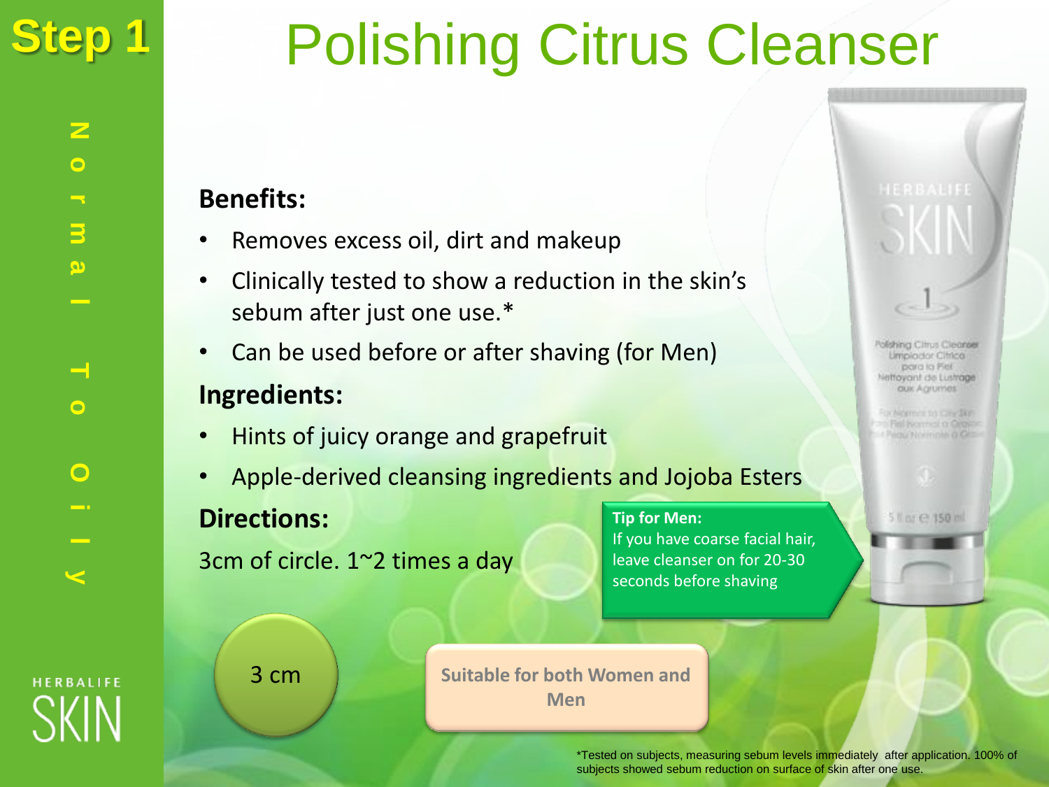# Step 1

# Polishing Citrus Cleanser

Normal To Oily

**Benefits:**

- Removes excess oil, dirt and makeup
- Clinically tested to show a reduction in the skin's sebum after just one use.*
- Can be used before or after shaving (for Men)

**Ingredients:**

- Hints of juicy orange and grapefruit
- Apple-derived cleansing ingredients and Jojoba Esters

**Directions:**

3cm of circle. 1~2 times a day

**Tip for Men:**
If you have coarse facial hair, leave cleanser on for 20-30 seconds before shaving

3 cm

**Suitable for both Women and Men**

*Tested on subjects, measuring sebum levels immediately after application. 100% of subjects showed sebum reduction on surface of skin after one use.

HERBALIFE SKIN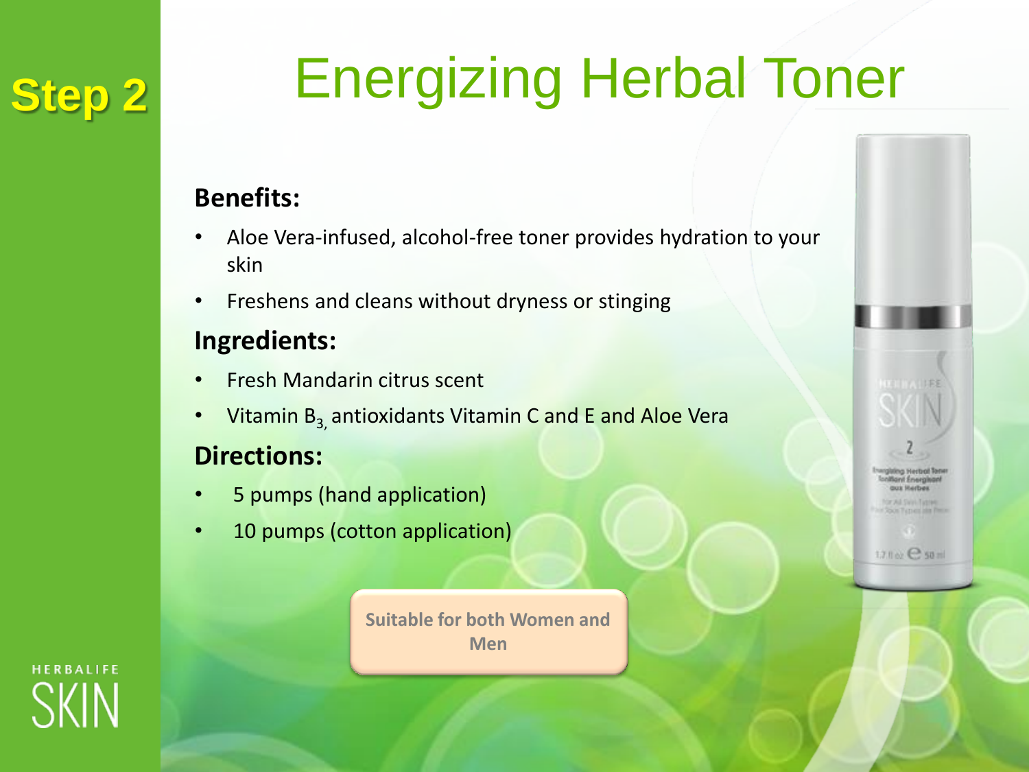# Step 2

# Energizing Herbal Toner

### Benefits:

- Aloe Vera-infused, alcohol-free toner provides hydration to your skin
- Freshens and cleans without dryness or stinging

### Ingredients:

- Fresh Mandarin citrus scent
- Vitamin $B_3$, antioxidants Vitamin C and E and Aloe Vera

### Directions:

- 5 pumps (hand application)
- 10 pumps (cotton application)

**Suitable for both Women and Men**

HERBALIFE SKIN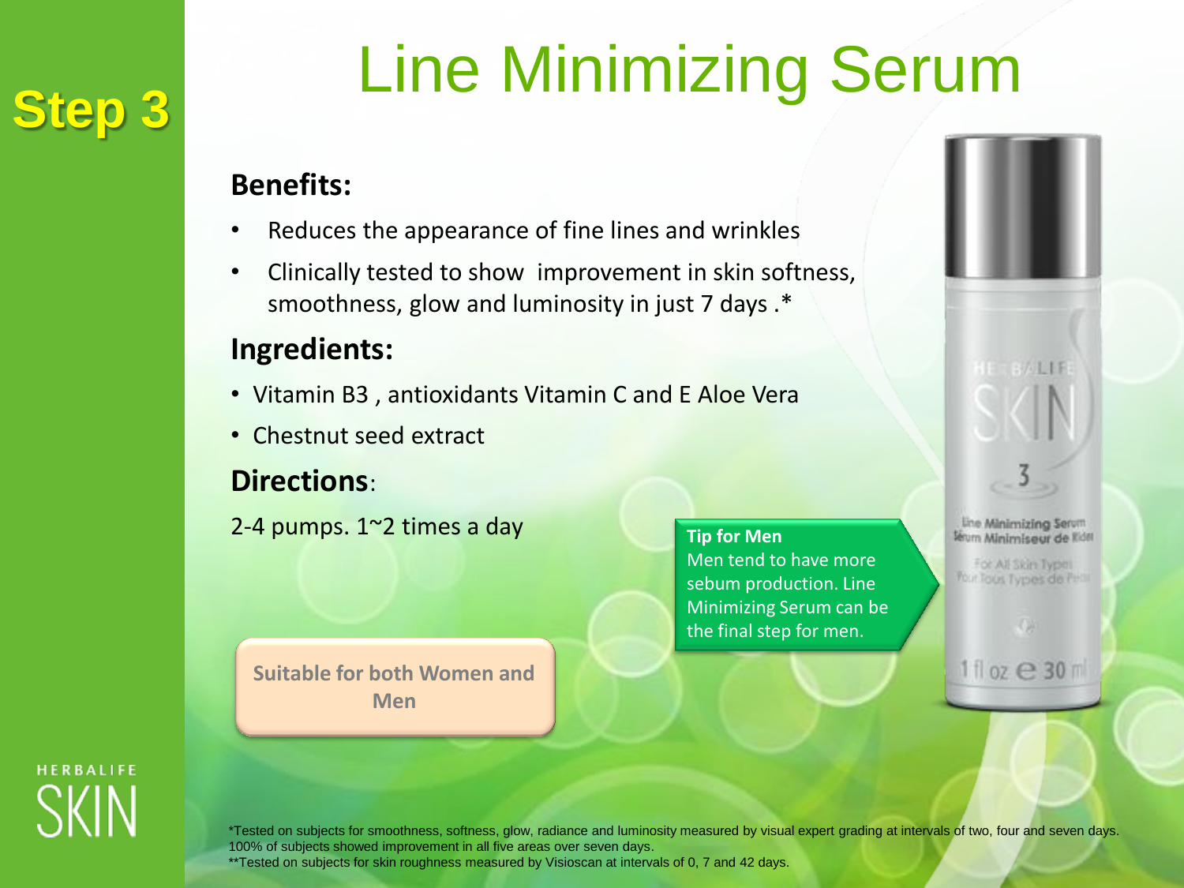**Step 3**

# Line Minimizing Serum

**Benefits:**

- Reduces the appearance of fine lines and wrinkles
- Clinically tested to show improvement in skin softness, smoothness, glow and luminosity in just 7 days .*

**Ingredients:**

- Vitamin B3 , antioxidants Vitamin C and E Aloe Vera
- Chestnut seed extract

**Directions**:

2-4 pumps. 1~2 times a day

**Tip for Men**
Men tend to have more sebum production. Line Minimizing Serum can be the final step for men.

**Suitable for both Women and Men**

*Tested on subjects for smoothness, softness, glow, radiance and luminosity measured by visual expert grading at intervals of two, four and seven days. 100% of subjects showed improvement in all five areas over seven days.
**Tested on subjects for skin roughness measured by Visioscan at intervals of 0, 7 and 42 days.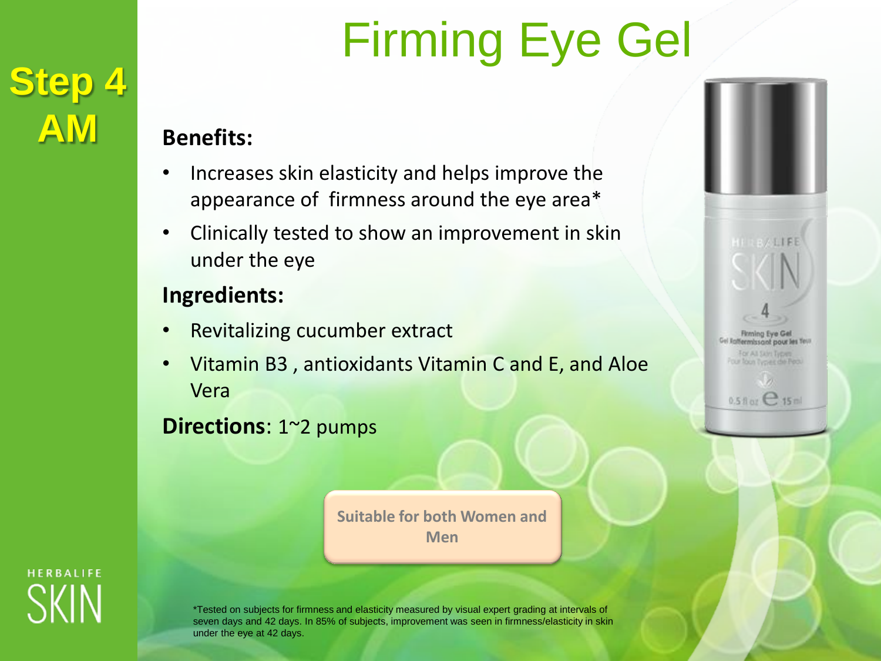**Step 4 AM**

# Firming Eye Gel

**Benefits:**

- Increases skin elasticity and helps improve the appearance of firmness around the eye area*
- Clinically tested to show an improvement in skin under the eye

**Ingredients:**

- Revitalizing cucumber extract
- Vitamin B3 , antioxidants Vitamin C and E, and Aloe Vera

**Directions**: 1~2 pumps

**Suitable for both Women and Men**

*Tested on subjects for firmness and elasticity measured by visual expert grading at intervals of seven days and 42 days. In 85% of subjects, improvement was seen in firmness/elasticity in skin under the eye at 42 days.

HERBALIFE SKIN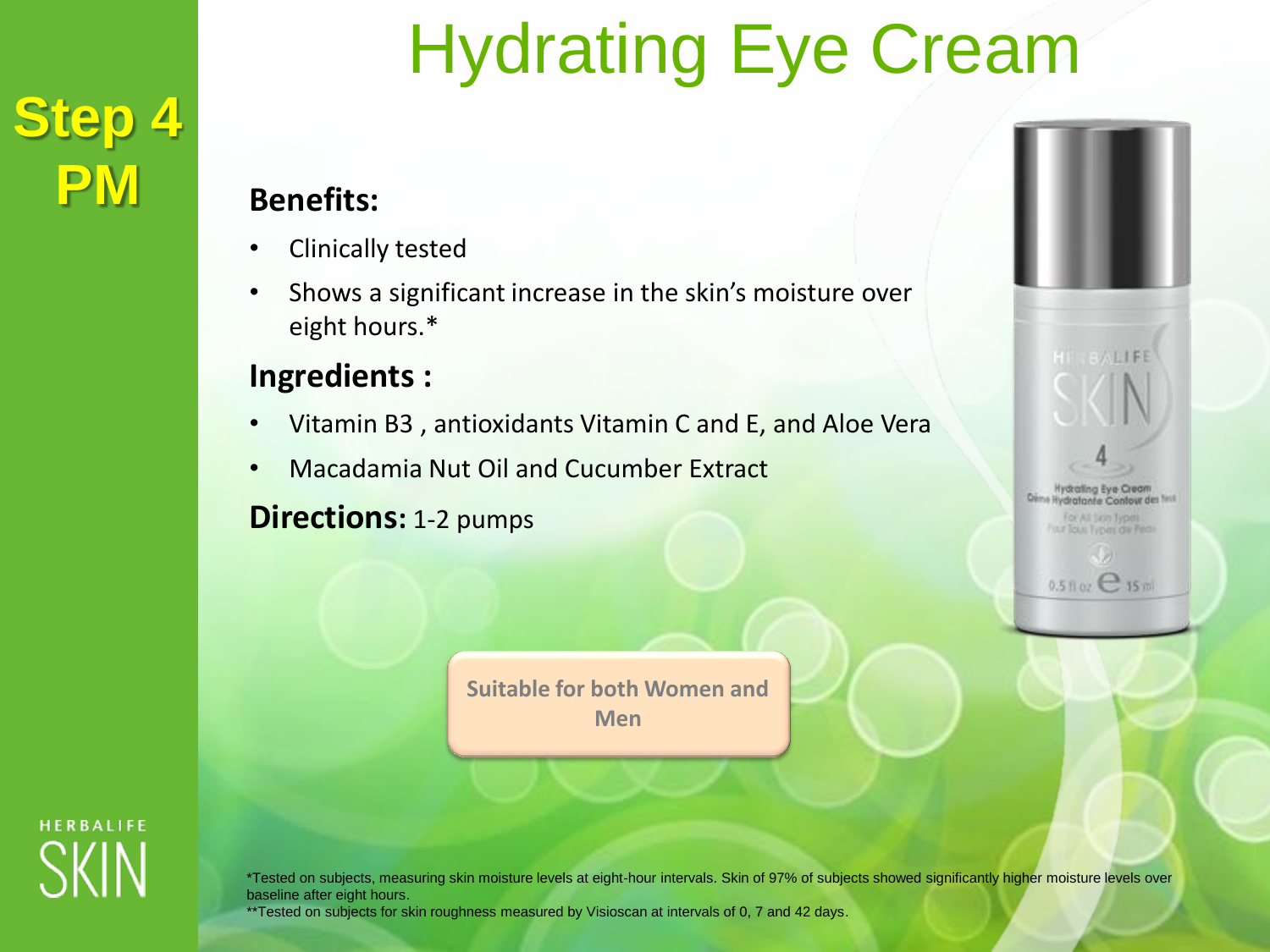# Hydrating Eye Cream

**Step 4 PM**

**Benefits:**

- Clinically tested
- Shows a significant increase in the skin's moisture over eight hours.*

**Ingredients :**

- Vitamin B3 , antioxidants Vitamin C and E, and Aloe Vera
- Macadamia Nut Oil and Cucumber Extract

**Directions:** 1-2 pumps

**Suitable for both Women and Men**

HERBALIFE SKIN

*Tested on subjects, measuring skin moisture levels at eight-hour intervals. Skin of 97% of subjects showed significantly higher moisture levels over baseline after eight hours.

**Tested on subjects for skin roughness measured by Visioscan at intervals of 0, 7 and 42 days.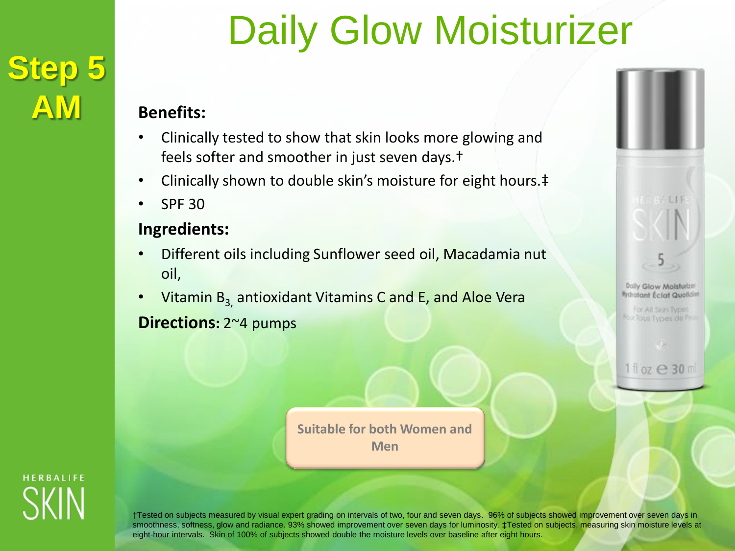# Daily Glow Moisturizer

**Step 5 AM**

**Benefits:**

- Clinically tested to show that skin looks more glowing and feels softer and smoother in just seven days.†
- Clinically shown to double skin's moisture for eight hours.‡
- SPF 30

**Ingredients:**

- Different oils including Sunflower seed oil, Macadamia nut oil,
- Vitamin $B_3$, antioxidant Vitamins C and E, and Aloe Vera

**Directions:** 2~4 pumps

**Suitable for both Women and Men**

HERBALIFE SKIN

†Tested on subjects measured by visual expert grading on intervals of two, four and seven days. 96% of subjects showed improvement over seven days in smoothness, softness, glow and radiance. 93% showed improvement over seven days for luminosity. ‡Tested on subjects, measuring skin moisture levels at eight-hour intervals. Skin of 100% of subjects showed double the moisture levels over baseline after eight hours.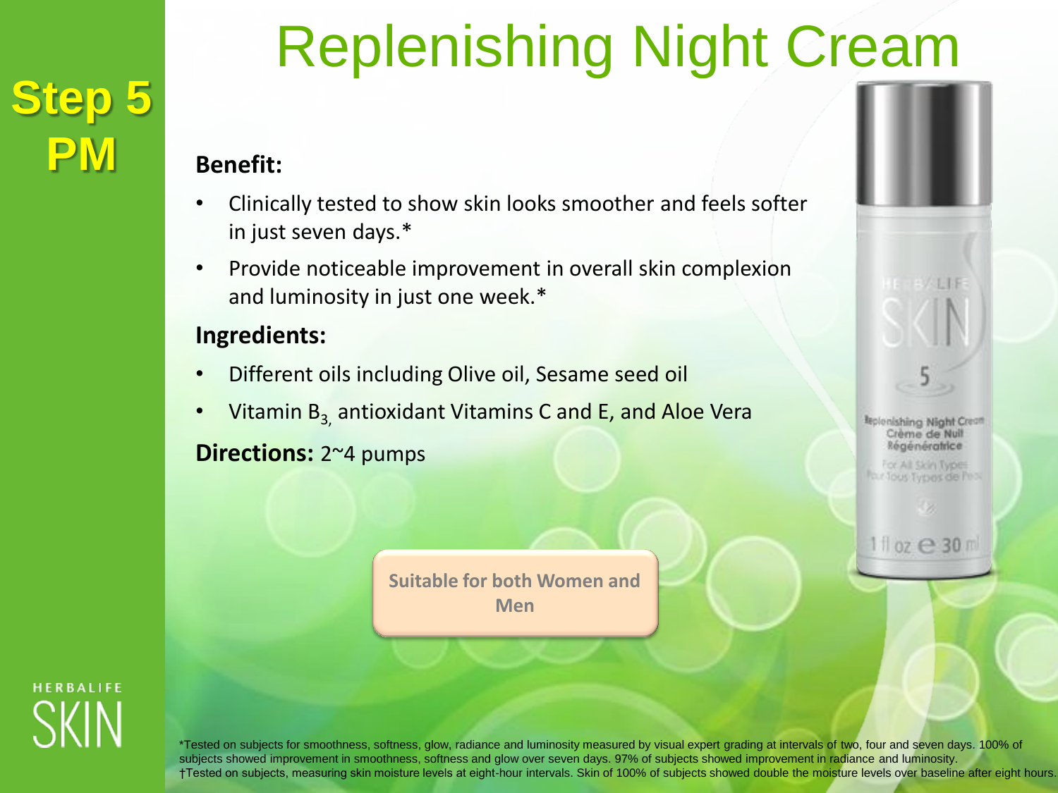# Replenishing Night Cream

**Step 5 PM**

**Benefit:**

- Clinically tested to show skin looks smoother and feels softer in just seven days.*
- Provide noticeable improvement in overall skin complexion and luminosity in just one week.*

**Ingredients:**

- Different oils including Olive oil, Sesame seed oil
- Vitamin $B_3$, antioxidant Vitamins C and E, and Aloe Vera

**Directions:** 2~4 pumps

**Suitable for both Women and Men**

HERBALIFE SKIN

*Tested on subjects for smoothness, softness, glow, radiance and luminosity measured by visual expert grading at intervals of two, four and seven days. 100% of subjects showed improvement in smoothness, softness and glow over seven days. 97% of subjects showed improvement in radiance and luminosity.
†Tested on subjects, measuring skin moisture levels at eight-hour intervals. Skin of 100% of subjects showed double the moisture levels over baseline after eight hours.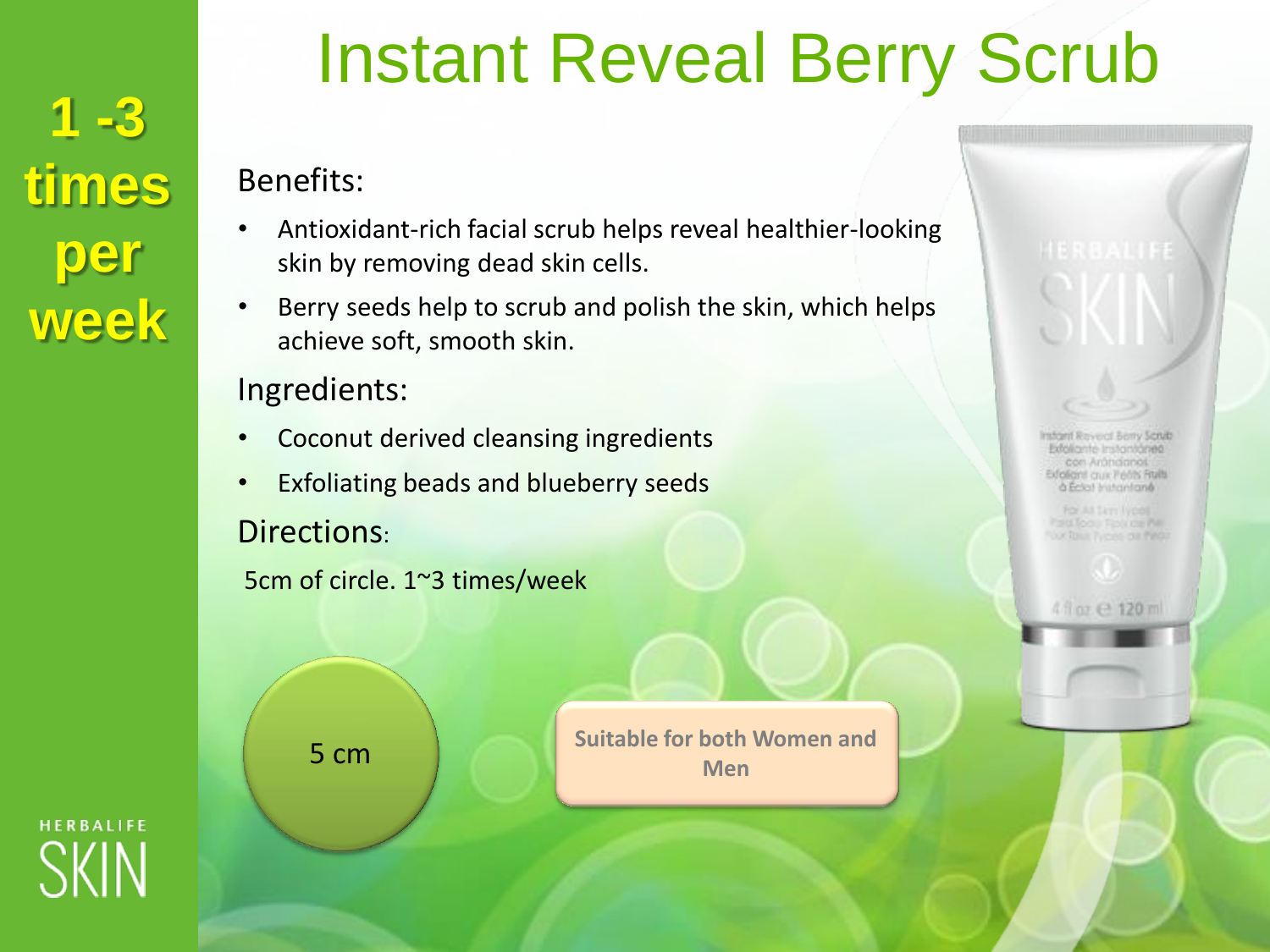# Instant Reveal Berry Scrub

**1 -3 times per week**

Benefits:

- Antioxidant-rich facial scrub helps reveal healthier-looking skin by removing dead skin cells.
- Berry seeds help to scrub and polish the skin, which helps achieve soft, smooth skin.

Ingredients:

- Coconut derived cleansing ingredients
- Exfoliating beads and blueberry seeds

Directions:

5cm of circle. 1~3 times/week

5 cm

**Suitable for both Women and Men**

HERBALIFE SKIN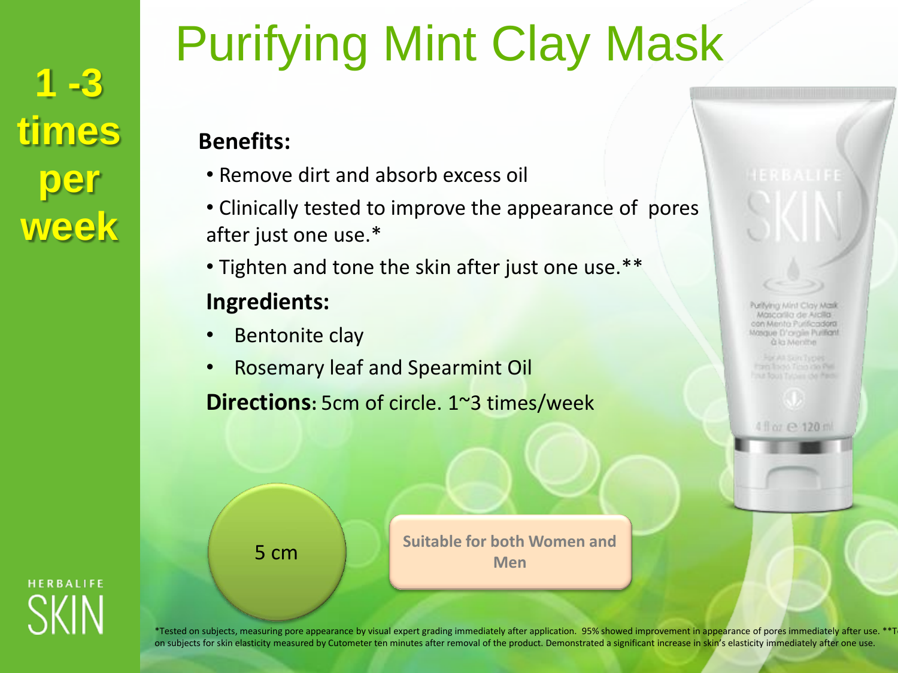# Purifying Mint Clay Mask

**1 -3 times per week**

**Benefits:**

- Remove dirt and absorb excess oil
- Clinically tested to improve the appearance of pores after just one use.*
- Tighten and tone the skin after just one use.**

**Ingredients:**

- Bentonite clay
- Rosemary leaf and Spearmint Oil

**Directions:** 5cm of circle. 1~3 times/week

5 cm

**Suitable for both Women and Men**

*Tested on subjects, measuring pore appearance by visual expert grading immediately after application. 95% showed improvement in appearance of pores immediately after use. **T on subjects for skin elasticity measured by Cutometer ten minutes after removal of the product. Demonstrated a significant increase in skin's elasticity immediately after one use.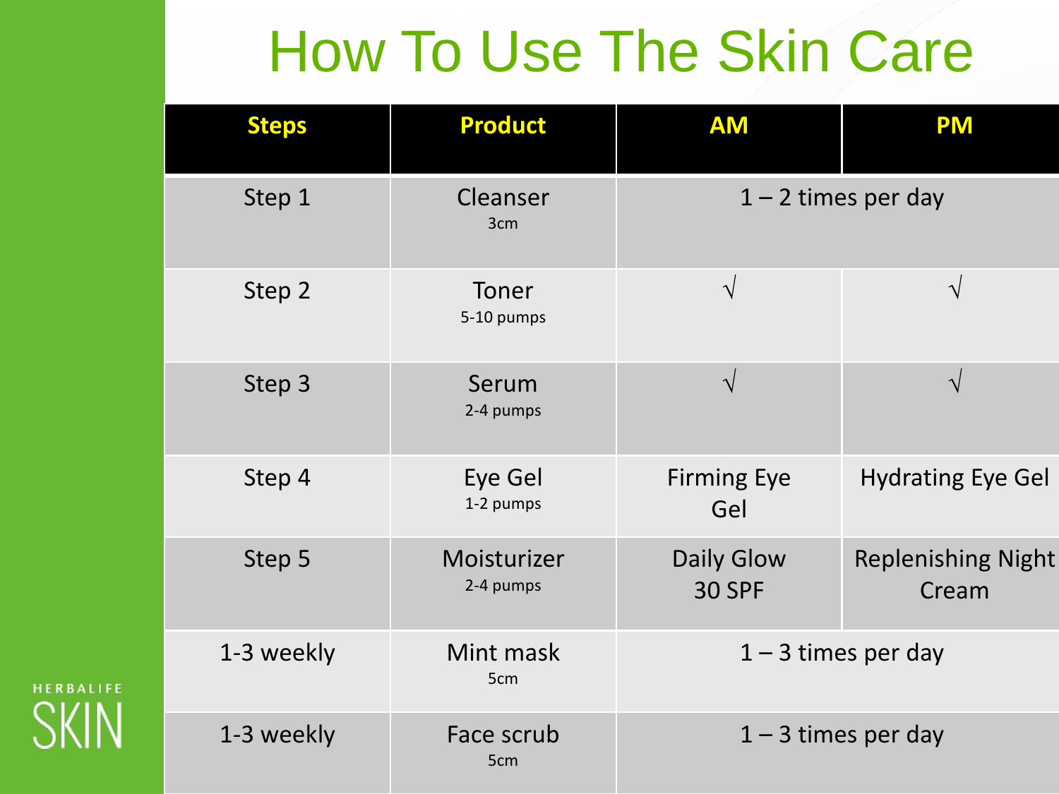# How To Use The Skin Care

| Steps | Product | AM | PM |
|---|---|---|---|
| Step 1 | Cleanser<br>3cm | 1 – 2 times per day | |
| Step 2 | Toner<br>5-10 pumps | √ | √ |
| Step 3 | Serum<br>2-4 pumps | √ | √ |
| Step 4 | Eye Gel<br>1-2 pumps | Firming Eye Gel | Hydrating Eye Gel |
| Step 5 | Moisturizer<br>2-4 pumps | Daily Glow 30 SPF | Replenishing Night Cream |
| 1-3 weekly | Mint mask<br>5cm | 1 – 3 times per day | |
| 1-3 weekly | Face scrub<br>5cm | 1 – 3 times per day | |

HERBALIFE SKIN